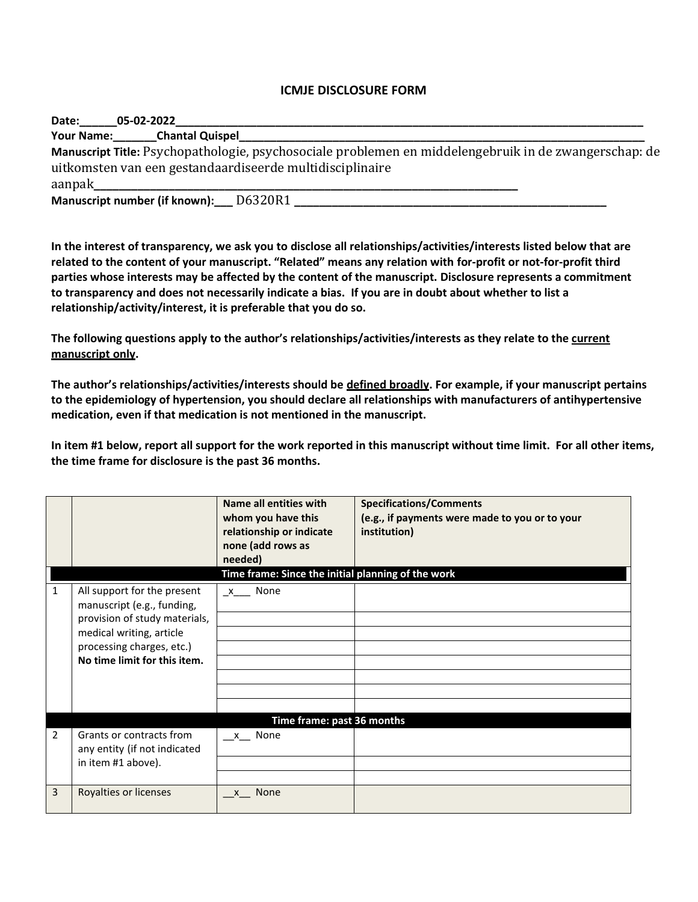# ICMJE DISCLOSURE FORM

**Date:**______05-02-2022______________________________________________________________________________

**Your Name:**_______Chantal Quispel___________________________________________________________________

**Manuscript Title:** Psychopathologie, psychosociale problemen en middelengebruik in de zwangerschap: de uitkomsten van een gestandaardiseerde multidisciplinaire aanpak______________________________________________________________________

**Manuscript number (if known):**___ D6320R1 __________________________________________________

**In the interest of transparency, we ask you to disclose all relationships/activities/interests listed below that are related to the content of your manuscript. "Related" means any relation with for-profit or not-for-profit third parties whose interests may be affected by the content of the manuscript. Disclosure represents a commitment to transparency and does not necessarily indicate a bias. If you are in doubt about whether to list a relationship/activity/interest, it is preferable that you do so.**

**The following questions apply to the author's relationships/activities/interests as they relate to the <u>current manuscript only</u>.**

**The author's relationships/activities/interests should be <u>defined broadly</u>. For example, if your manuscript pertains to the epidemiology of hypertension, you should declare all relationships with manufacturers of antihypertensive medication, even if that medication is not mentioned in the manuscript.**

**In item #1 below, report all support for the work reported in this manuscript without time limit. For all other items, the time frame for disclosure is the past 36 months.**

| | | **Name all entities with whom you have this relationship or indicate none (add rows as needed)** | **Specifications/Comments (e.g., if payments were made to you or to your institution)** |
|---|---|---|---|
| | | **Time frame: Since the initial planning of the work** | |
| 1 | All support for the present manuscript (e.g., funding, provision of study materials, medical writing, article processing charges, etc.) **No time limit for this item.** | _x___ None | |
| | | | |
| | | | |
| | | | |
| | | | |
| | | | |
| | | | |
| | | **Time frame: past 36 months** | |
| 2 | Grants or contracts from any entity (if not indicated in item #1 above). | __x__ None | |
| | | | |
| | | | |
| 3 | Royalties or licenses | __x__ None | |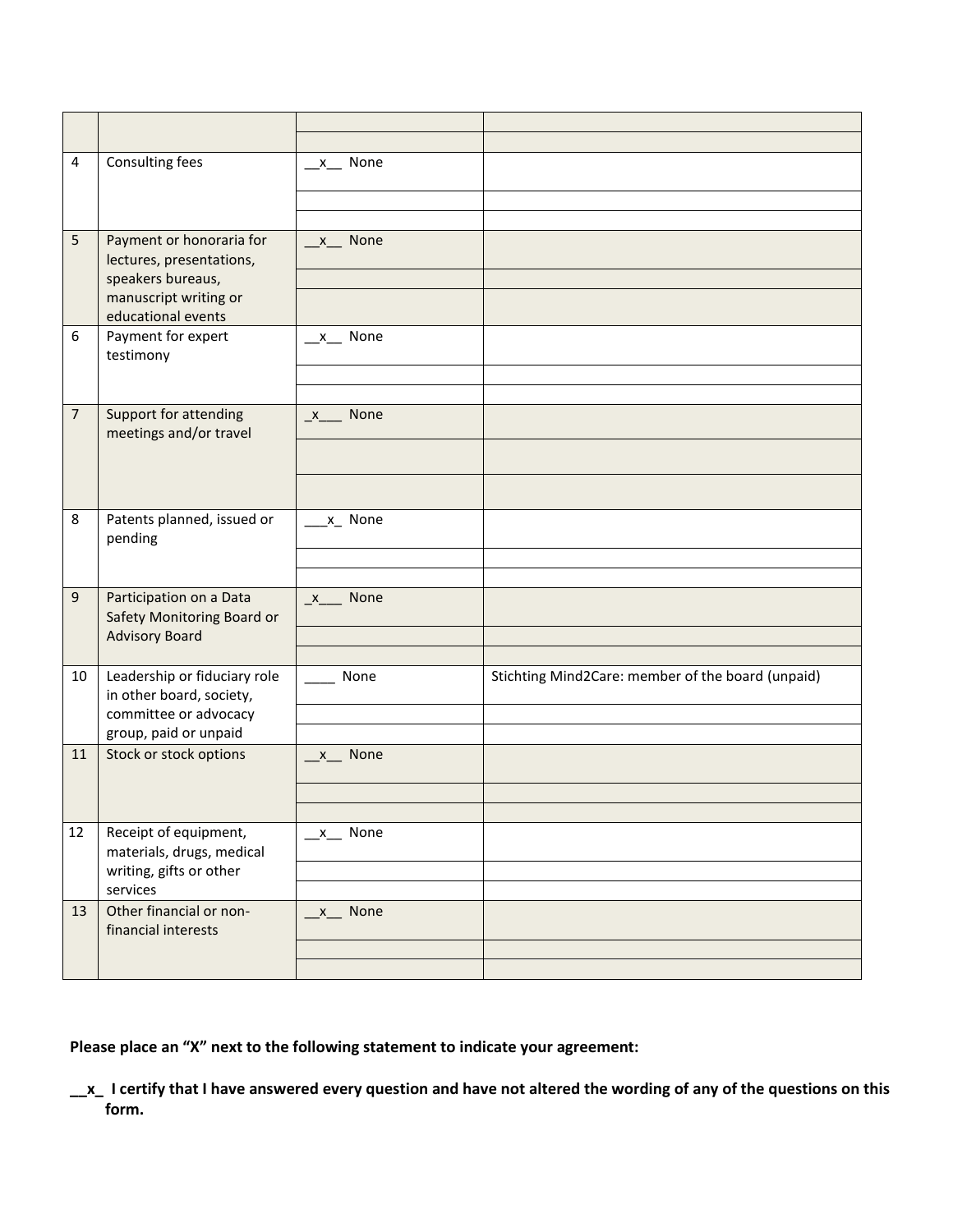| | | | |
|---|---|---|---|
| | | | |
| | | | |
| 4 | Consulting fees | \_\_x\_\_ None | |
| | | | |
| | | | |
| 5 | Payment or honoraria for lectures, presentations, speakers bureaus, manuscript writing or educational events | \_\_x\_\_ None | |
| | | | |
| | | | |
| 6 | Payment for expert testimony | \_\_x\_\_ None | |
| | | | |
| | | | |
| 7 | Support for attending meetings and/or travel | \_x\_\_\_ None | |
| | | | |
| | | | |
| 8 | Patents planned, issued or pending | \_\_\_x\_ None | |
| | | | |
| | | | |
| 9 | Participation on a Data Safety Monitoring Board or Advisory Board | \_x\_\_\_ None | |
| | | | |
| | | | |
| 10 | Leadership or fiduciary role in other board, society, committee or advocacy group, paid or unpaid | \_\_\_\_ None | Stichting Mind2Care: member of the board (unpaid) |
| | | | |
| | | | |
| 11 | Stock or stock options | \_\_x\_\_ None | |
| | | | |
| | | | |
| 12 | Receipt of equipment, materials, drugs, medical writing, gifts or other services | \_\_x\_\_ None | |
| | | | |
| | | | |
| 13 | Other financial or non-financial interests | \_\_x\_\_ None | |
| | | | |
| | | | |

**Please place an "X" next to the following statement to indicate your agreement:**

**__x_ I certify that I have answered every question and have not altered the wording of any of the questions on this form.**